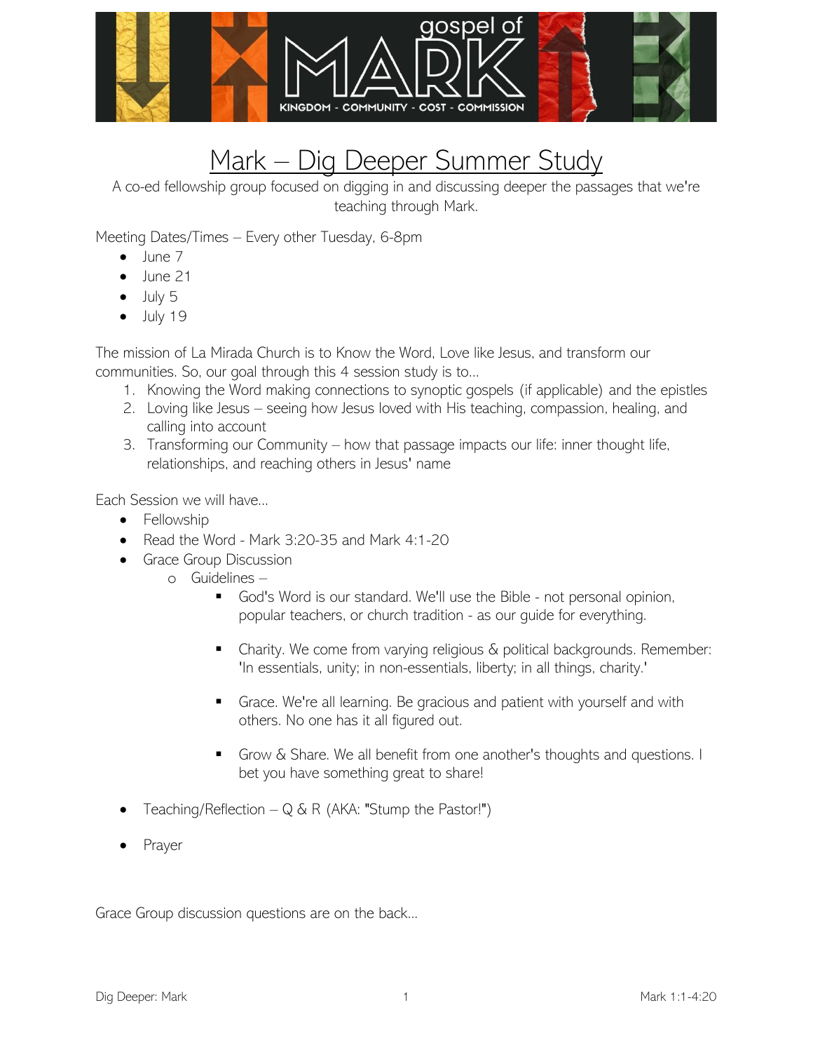gospel of

MARK

KINGDOM - COMMUNITY - COST - COMMISSION

# Mark – Dig Deeper Summer Study

A co-ed fellowship group focused on digging in and discussing deeper the passages that we're teaching through Mark.

Meeting Dates/Times – Every other Tuesday, 6-8pm

- June 7
- June 21
- July 5
- July 19

The mission of La Mirada Church is to Know the Word, Love like Jesus, and transform our communities. So, our goal through this 4 session study is to...

1. Knowing the Word making connections to synoptic gospels (if applicable) and the epistles
2. Loving like Jesus – seeing how Jesus loved with His teaching, compassion, healing, and calling into account
3. Transforming our Community – how that passage impacts our life: inner thought life, relationships, and reaching others in Jesus' name

Each Session we will have...

- Fellowship
- Read the Word - Mark 3:20-35 and Mark 4:1-20
- Grace Group Discussion
  - Guidelines –
    - God's Word is our standard. We'll use the Bible - not personal opinion, popular teachers, or church tradition - as our guide for everything.
    - Charity. We come from varying religious & political backgrounds. Remember: 'In essentials, unity; in non-essentials, liberty; in all things, charity.'
    - Grace. We're all learning. Be gracious and patient with yourself and with others. No one has it all figured out.
    - Grow & Share. We all benefit from one another's thoughts and questions. I bet you have something great to share!
- Teaching/Reflection – Q & R (AKA: "Stump the Pastor!")
- Prayer

Grace Group discussion questions are on the back...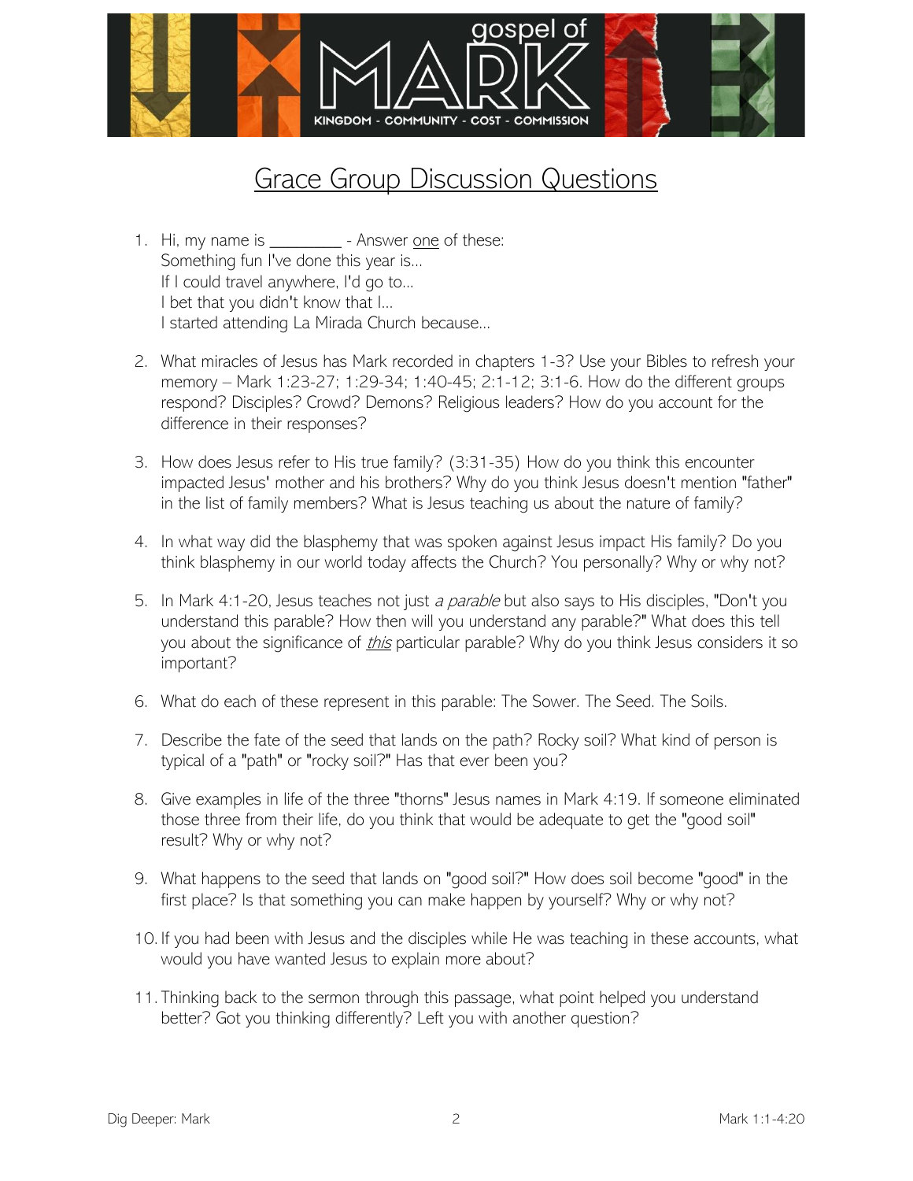# Grace Group Discussion Questions

1. Hi, my name is ________ - Answer one of these:
   Something fun I've done this year is…
   If I could travel anywhere, I'd go to…
   I bet that you didn't know that I…
   I started attending La Mirada Church because…

2. What miracles of Jesus has Mark recorded in chapters 1-3? Use your Bibles to refresh your memory – Mark 1:23-27; 1:29-34; 1:40-45; 2:1-12; 3:1-6. How do the different groups respond? Disciples? Crowd? Demons? Religious leaders? How do you account for the difference in their responses?

3. How does Jesus refer to His true family? (3:31-35) How do you think this encounter impacted Jesus' mother and his brothers? Why do you think Jesus doesn't mention "father" in the list of family members? What is Jesus teaching us about the nature of family?

4. In what way did the blasphemy that was spoken against Jesus impact His family? Do you think blasphemy in our world today affects the Church? You personally? Why or why not?

5. In Mark 4:1-20, Jesus teaches not just *a parable* but also says to His disciples, "Don't you understand this parable? How then will you understand any parable?" What does this tell you about the significance of ***this*** particular parable? Why do you think Jesus considers it so important?

6. What do each of these represent in this parable: The Sower. The Seed. The Soils.

7. Describe the fate of the seed that lands on the path? Rocky soil? What kind of person is typical of a "path" or "rocky soil?" Has that ever been you?

8. Give examples in life of the three "thorns" Jesus names in Mark 4:19. If someone eliminated those three from their life, do you think that would be adequate to get the "good soil" result? Why or why not?

9. What happens to the seed that lands on "good soil?" How does soil become "good" in the first place? Is that something you can make happen by yourself? Why or why not?

10. If you had been with Jesus and the disciples while He was teaching in these accounts, what would you have wanted Jesus to explain more about?

11. Thinking back to the sermon through this passage, what point helped you understand better? Got you thinking differently? Left you with another question?